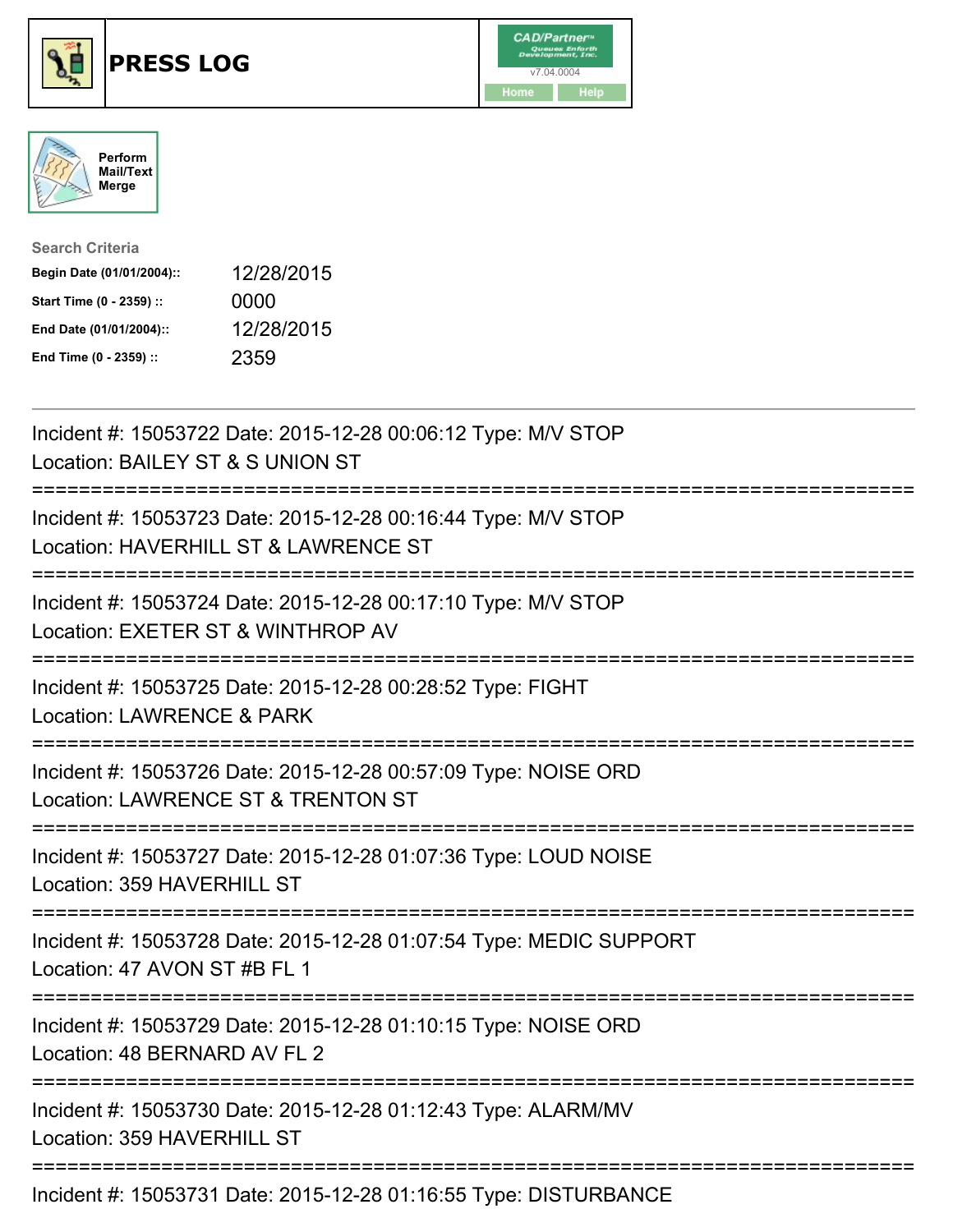# PRESS LOG

CAD/Partner
v7.04.0004
Home Help

Perform Mail/Text Merge

**Search Criteria**

| | |
|---|---|
| **Begin Date (01/01/2004)::** | 12/28/2015 |
| **Start Time (0 - 2359) ::** | 0000 |
| **End Date (01/01/2004)::** | 12/28/2015 |
| **End Time (0 - 2359) ::** | 2359 |

---

Incident #: 15053722 Date: 2015-12-28 00:06:12 Type: M/V STOP
Location: BAILEY ST & S UNION ST

===========================================================================

Incident #: 15053723 Date: 2015-12-28 00:16:44 Type: M/V STOP
Location: HAVERHILL ST & LAWRENCE ST

===========================================================================

Incident #: 15053724 Date: 2015-12-28 00:17:10 Type: M/V STOP
Location: EXETER ST & WINTHROP AV

===========================================================================

Incident #: 15053725 Date: 2015-12-28 00:28:52 Type: FIGHT
Location: LAWRENCE & PARK

===========================================================================

Incident #: 15053726 Date: 2015-12-28 00:57:09 Type: NOISE ORD
Location: LAWRENCE ST & TRENTON ST

===========================================================================

Incident #: 15053727 Date: 2015-12-28 01:07:36 Type: LOUD NOISE
Location: 359 HAVERHILL ST

===========================================================================

Incident #: 15053728 Date: 2015-12-28 01:07:54 Type: MEDIC SUPPORT
Location: 47 AVON ST #B FL 1

===========================================================================

Incident #: 15053729 Date: 2015-12-28 01:10:15 Type: NOISE ORD
Location: 48 BERNARD AV FL 2

===========================================================================

Incident #: 15053730 Date: 2015-12-28 01:12:43 Type: ALARM/MV
Location: 359 HAVERHILL ST

===========================================================================

Incident #: 15053731 Date: 2015-12-28 01:16:55 Type: DISTURBANCE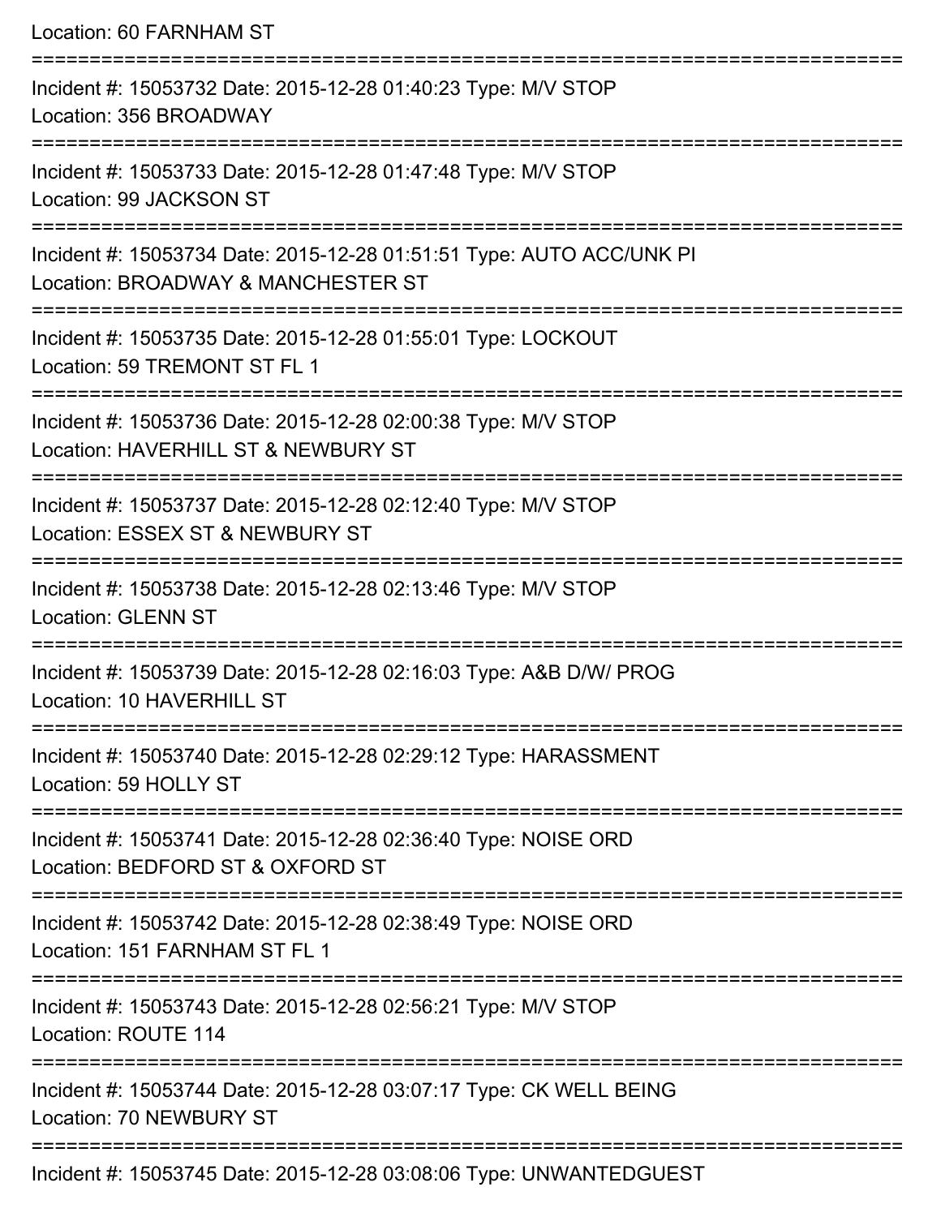Location: 60 FARNHAM ST

===========================================================================

Incident #: 15053732 Date: 2015-12-28 01:40:23 Type: M/V STOP
Location: 356 BROADWAY

===========================================================================

Incident #: 15053733 Date: 2015-12-28 01:47:48 Type: M/V STOP
Location: 99 JACKSON ST

===========================================================================

Incident #: 15053734 Date: 2015-12-28 01:51:51 Type: AUTO ACC/UNK PI
Location: BROADWAY & MANCHESTER ST

===========================================================================

Incident #: 15053735 Date: 2015-12-28 01:55:01 Type: LOCKOUT
Location: 59 TREMONT ST FL 1

===========================================================================

Incident #: 15053736 Date: 2015-12-28 02:00:38 Type: M/V STOP
Location: HAVERHILL ST & NEWBURY ST

===========================================================================

Incident #: 15053737 Date: 2015-12-28 02:12:40 Type: M/V STOP
Location: ESSEX ST & NEWBURY ST

===========================================================================

Incident #: 15053738 Date: 2015-12-28 02:13:46 Type: M/V STOP
Location: GLENN ST

===========================================================================

Incident #: 15053739 Date: 2015-12-28 02:16:03 Type: A&B D/W/ PROG
Location: 10 HAVERHILL ST

===========================================================================

Incident #: 15053740 Date: 2015-12-28 02:29:12 Type: HARASSMENT
Location: 59 HOLLY ST

===========================================================================

Incident #: 15053741 Date: 2015-12-28 02:36:40 Type: NOISE ORD
Location: BEDFORD ST & OXFORD ST

===========================================================================

Incident #: 15053742 Date: 2015-12-28 02:38:49 Type: NOISE ORD
Location: 151 FARNHAM ST FL 1

===========================================================================

Incident #: 15053743 Date: 2015-12-28 02:56:21 Type: M/V STOP
Location: ROUTE 114

===========================================================================

Incident #: 15053744 Date: 2015-12-28 03:07:17 Type: CK WELL BEING
Location: 70 NEWBURY ST

===========================================================================

Incident #: 15053745 Date: 2015-12-28 03:08:06 Type: UNWANTEDGUEST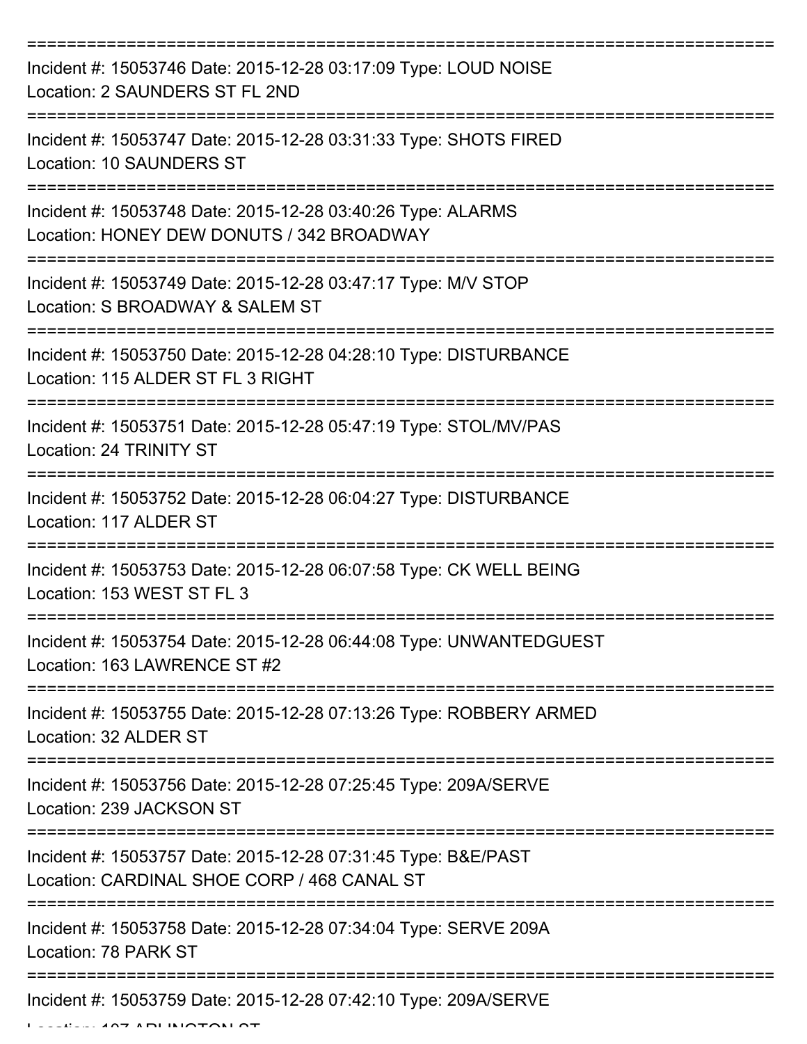===========================================================================

Incident #: 15053746 Date: 2015-12-28 03:17:09 Type: LOUD NOISE
Location: 2 SAUNDERS ST FL 2ND

===========================================================================

Incident #: 15053747 Date: 2015-12-28 03:31:33 Type: SHOTS FIRED
Location: 10 SAUNDERS ST

===========================================================================

Incident #: 15053748 Date: 2015-12-28 03:40:26 Type: ALARMS
Location: HONEY DEW DONUTS / 342 BROADWAY

===========================================================================

Incident #: 15053749 Date: 2015-12-28 03:47:17 Type: M/V STOP
Location: S BROADWAY & SALEM ST

===========================================================================

Incident #: 15053750 Date: 2015-12-28 04:28:10 Type: DISTURBANCE
Location: 115 ALDER ST FL 3 RIGHT

===========================================================================

Incident #: 15053751 Date: 2015-12-28 05:47:19 Type: STOL/MV/PAS
Location: 24 TRINITY ST

===========================================================================

Incident #: 15053752 Date: 2015-12-28 06:04:27 Type: DISTURBANCE
Location: 117 ALDER ST

===========================================================================

Incident #: 15053753 Date: 2015-12-28 06:07:58 Type: CK WELL BEING
Location: 153 WEST ST FL 3

===========================================================================

Incident #: 15053754 Date: 2015-12-28 06:44:08 Type: UNWANTEDGUEST
Location: 163 LAWRENCE ST #2

===========================================================================

Incident #: 15053755 Date: 2015-12-28 07:13:26 Type: ROBBERY ARMED
Location: 32 ALDER ST

===========================================================================

Incident #: 15053756 Date: 2015-12-28 07:25:45 Type: 209A/SERVE
Location: 239 JACKSON ST

===========================================================================

Incident #: 15053757 Date: 2015-12-28 07:31:45 Type: B&E/PAST
Location: CARDINAL SHOE CORP / 468 CANAL ST

===========================================================================

Incident #: 15053758 Date: 2015-12-28 07:34:04 Type: SERVE 209A
Location: 78 PARK ST

===========================================================================

Incident #: 15053759 Date: 2015-12-28 07:42:10 Type: 209A/SERVE
Location: 107 ARLINGTON ST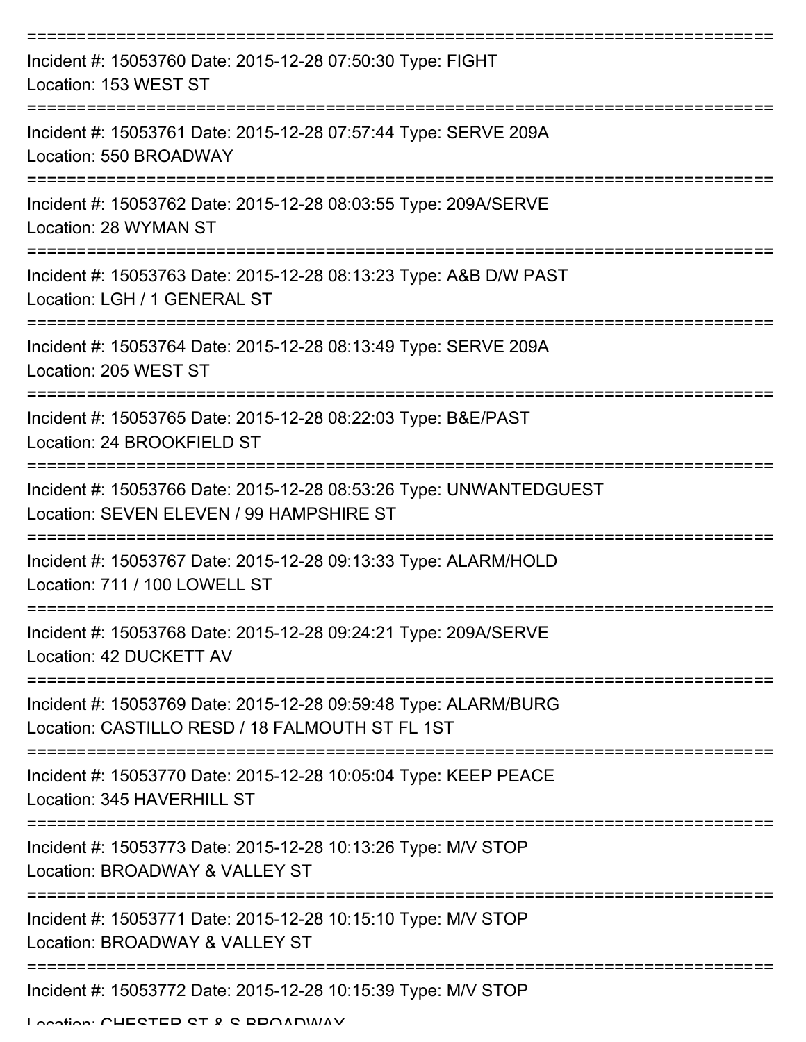===========================================================================

Incident #: 15053760 Date: 2015-12-28 07:50:30 Type: FIGHT
Location: 153 WEST ST

===========================================================================

Incident #: 15053761 Date: 2015-12-28 07:57:44 Type: SERVE 209A
Location: 550 BROADWAY

===========================================================================

Incident #: 15053762 Date: 2015-12-28 08:03:55 Type: 209A/SERVE
Location: 28 WYMAN ST

===========================================================================

Incident #: 15053763 Date: 2015-12-28 08:13:23 Type: A&B D/W PAST
Location: LGH / 1 GENERAL ST

===========================================================================

Incident #: 15053764 Date: 2015-12-28 08:13:49 Type: SERVE 209A
Location: 205 WEST ST

===========================================================================

Incident #: 15053765 Date: 2015-12-28 08:22:03 Type: B&E/PAST
Location: 24 BROOKFIELD ST

===========================================================================

Incident #: 15053766 Date: 2015-12-28 08:53:26 Type: UNWANTEDGUEST
Location: SEVEN ELEVEN / 99 HAMPSHIRE ST

===========================================================================

Incident #: 15053767 Date: 2015-12-28 09:13:33 Type: ALARM/HOLD
Location: 711 / 100 LOWELL ST

===========================================================================

Incident #: 15053768 Date: 2015-12-28 09:24:21 Type: 209A/SERVE
Location: 42 DUCKETT AV

===========================================================================

Incident #: 15053769 Date: 2015-12-28 09:59:48 Type: ALARM/BURG
Location: CASTILLO RESD / 18 FALMOUTH ST FL 1ST

===========================================================================

Incident #: 15053770 Date: 2015-12-28 10:05:04 Type: KEEP PEACE
Location: 345 HAVERHILL ST

===========================================================================

Incident #: 15053773 Date: 2015-12-28 10:13:26 Type: M/V STOP
Location: BROADWAY & VALLEY ST

===========================================================================

Incident #: 15053771 Date: 2015-12-28 10:15:10 Type: M/V STOP
Location: BROADWAY & VALLEY ST

===========================================================================

Incident #: 15053772 Date: 2015-12-28 10:15:39 Type: M/V STOP
Location: CHESTER ST & S BROADWAY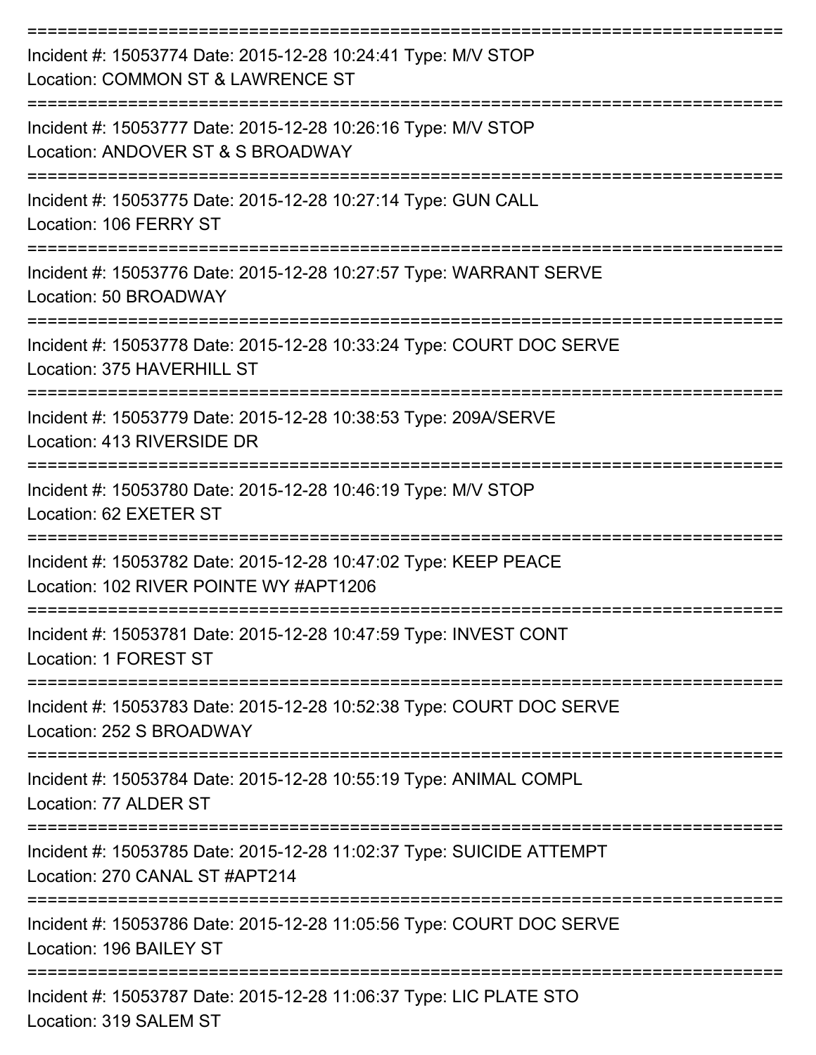===========================================================================

Incident #: 15053774 Date: 2015-12-28 10:24:41 Type: M/V STOP
Location: COMMON ST & LAWRENCE ST

===========================================================================

Incident #: 15053777 Date: 2015-12-28 10:26:16 Type: M/V STOP
Location: ANDOVER ST & S BROADWAY

===========================================================================

Incident #: 15053775 Date: 2015-12-28 10:27:14 Type: GUN CALL
Location: 106 FERRY ST

===========================================================================

Incident #: 15053776 Date: 2015-12-28 10:27:57 Type: WARRANT SERVE
Location: 50 BROADWAY

===========================================================================

Incident #: 15053778 Date: 2015-12-28 10:33:24 Type: COURT DOC SERVE
Location: 375 HAVERHILL ST

===========================================================================

Incident #: 15053779 Date: 2015-12-28 10:38:53 Type: 209A/SERVE
Location: 413 RIVERSIDE DR

===========================================================================

Incident #: 15053780 Date: 2015-12-28 10:46:19 Type: M/V STOP
Location: 62 EXETER ST

===========================================================================

Incident #: 15053782 Date: 2015-12-28 10:47:02 Type: KEEP PEACE
Location: 102 RIVER POINTE WY #APT1206

===========================================================================

Incident #: 15053781 Date: 2015-12-28 10:47:59 Type: INVEST CONT
Location: 1 FOREST ST

===========================================================================

Incident #: 15053783 Date: 2015-12-28 10:52:38 Type: COURT DOC SERVE
Location: 252 S BROADWAY

===========================================================================

Incident #: 15053784 Date: 2015-12-28 10:55:19 Type: ANIMAL COMPL
Location: 77 ALDER ST

===========================================================================

Incident #: 15053785 Date: 2015-12-28 11:02:37 Type: SUICIDE ATTEMPT
Location: 270 CANAL ST #APT214

===========================================================================

Incident #: 15053786 Date: 2015-12-28 11:05:56 Type: COURT DOC SERVE
Location: 196 BAILEY ST

===========================================================================

Incident #: 15053787 Date: 2015-12-28 11:06:37 Type: LIC PLATE STO
Location: 319 SALEM ST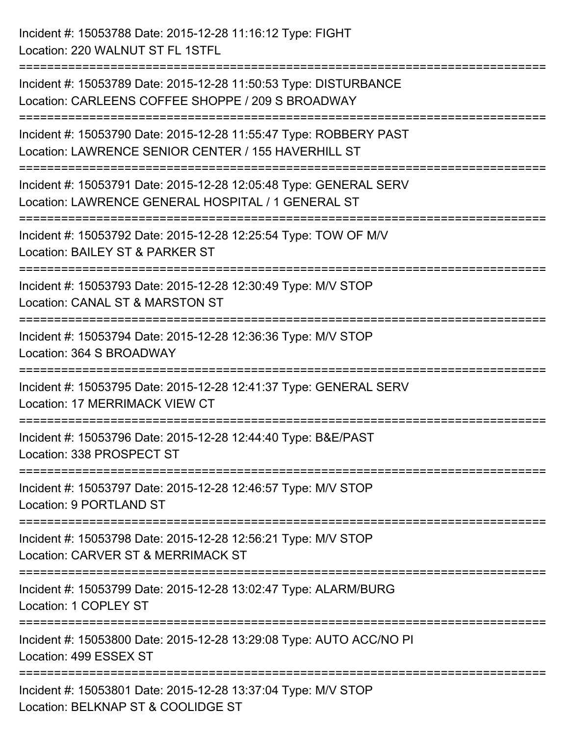Incident #: 15053788 Date: 2015-12-28 11:16:12 Type: FIGHT
Location: 220 WALNUT ST FL 1STFL

===========================================================================

Incident #: 15053789 Date: 2015-12-28 11:50:53 Type: DISTURBANCE
Location: CARLEENS COFFEE SHOPPE / 209 S BROADWAY

===========================================================================

Incident #: 15053790 Date: 2015-12-28 11:55:47 Type: ROBBERY PAST
Location: LAWRENCE SENIOR CENTER / 155 HAVERHILL ST

===========================================================================

Incident #: 15053791 Date: 2015-12-28 12:05:48 Type: GENERAL SERV
Location: LAWRENCE GENERAL HOSPITAL / 1 GENERAL ST

===========================================================================

Incident #: 15053792 Date: 2015-12-28 12:25:54 Type: TOW OF M/V
Location: BAILEY ST & PARKER ST

===========================================================================

Incident #: 15053793 Date: 2015-12-28 12:30:49 Type: M/V STOP
Location: CANAL ST & MARSTON ST

===========================================================================

Incident #: 15053794 Date: 2015-12-28 12:36:36 Type: M/V STOP
Location: 364 S BROADWAY

===========================================================================

Incident #: 15053795 Date: 2015-12-28 12:41:37 Type: GENERAL SERV
Location: 17 MERRIMACK VIEW CT

===========================================================================

Incident #: 15053796 Date: 2015-12-28 12:44:40 Type: B&E/PAST
Location: 338 PROSPECT ST

===========================================================================

Incident #: 15053797 Date: 2015-12-28 12:46:57 Type: M/V STOP
Location: 9 PORTLAND ST

===========================================================================

Incident #: 15053798 Date: 2015-12-28 12:56:21 Type: M/V STOP
Location: CARVER ST & MERRIMACK ST

===========================================================================

Incident #: 15053799 Date: 2015-12-28 13:02:47 Type: ALARM/BURG
Location: 1 COPLEY ST

===========================================================================

Incident #: 15053800 Date: 2015-12-28 13:29:08 Type: AUTO ACC/NO PI
Location: 499 ESSEX ST

===========================================================================

Incident #: 15053801 Date: 2015-12-28 13:37:04 Type: M/V STOP
Location: BELKNAP ST & COOLIDGE ST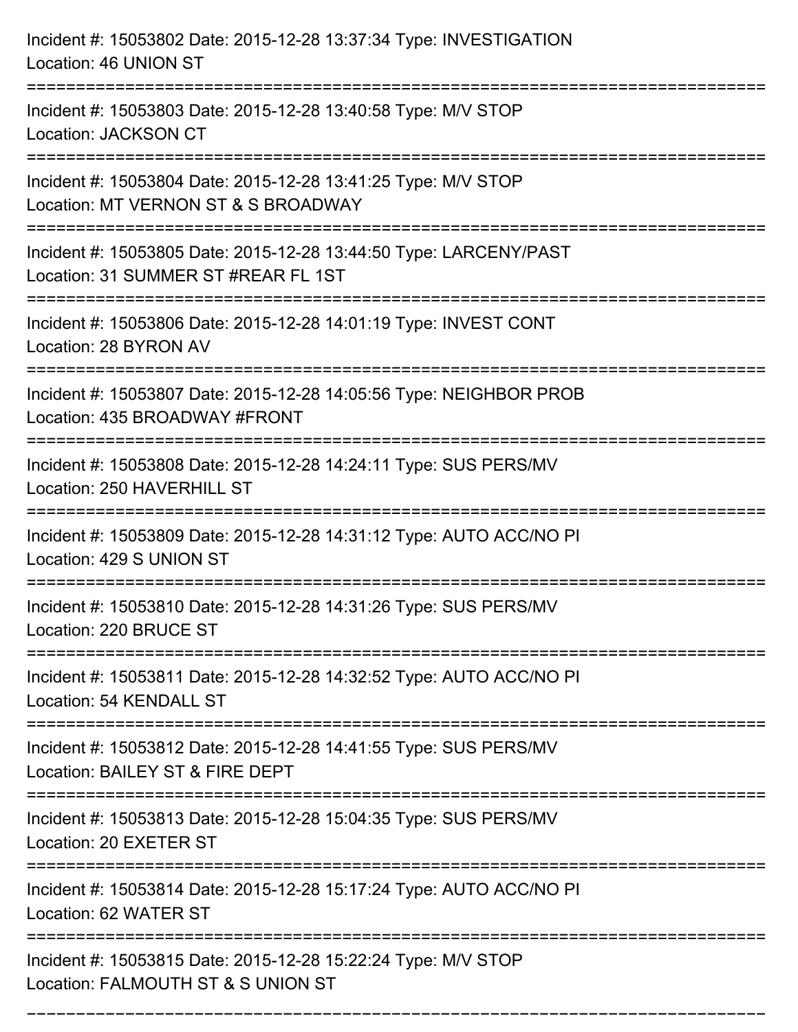Incident #: 15053802 Date: 2015-12-28 13:37:34 Type: INVESTIGATION
Location: 46 UNION ST

===========================================================================

Incident #: 15053803 Date: 2015-12-28 13:40:58 Type: M/V STOP
Location: JACKSON CT

===========================================================================

Incident #: 15053804 Date: 2015-12-28 13:41:25 Type: M/V STOP
Location: MT VERNON ST & S BROADWAY

===========================================================================

Incident #: 15053805 Date: 2015-12-28 13:44:50 Type: LARCENY/PAST
Location: 31 SUMMER ST #REAR FL 1ST

===========================================================================

Incident #: 15053806 Date: 2015-12-28 14:01:19 Type: INVEST CONT
Location: 28 BYRON AV

===========================================================================

Incident #: 15053807 Date: 2015-12-28 14:05:56 Type: NEIGHBOR PROB
Location: 435 BROADWAY #FRONT

===========================================================================

Incident #: 15053808 Date: 2015-12-28 14:24:11 Type: SUS PERS/MV
Location: 250 HAVERHILL ST

===========================================================================

Incident #: 15053809 Date: 2015-12-28 14:31:12 Type: AUTO ACC/NO PI
Location: 429 S UNION ST

===========================================================================

Incident #: 15053810 Date: 2015-12-28 14:31:26 Type: SUS PERS/MV
Location: 220 BRUCE ST

===========================================================================

Incident #: 15053811 Date: 2015-12-28 14:32:52 Type: AUTO ACC/NO PI
Location: 54 KENDALL ST

===========================================================================

Incident #: 15053812 Date: 2015-12-28 14:41:55 Type: SUS PERS/MV
Location: BAILEY ST & FIRE DEPT

===========================================================================

Incident #: 15053813 Date: 2015-12-28 15:04:35 Type: SUS PERS/MV
Location: 20 EXETER ST

===========================================================================

Incident #: 15053814 Date: 2015-12-28 15:17:24 Type: AUTO ACC/NO PI
Location: 62 WATER ST

===========================================================================

Incident #: 15053815 Date: 2015-12-28 15:22:24 Type: M/V STOP
Location: FALMOUTH ST & S UNION ST

===========================================================================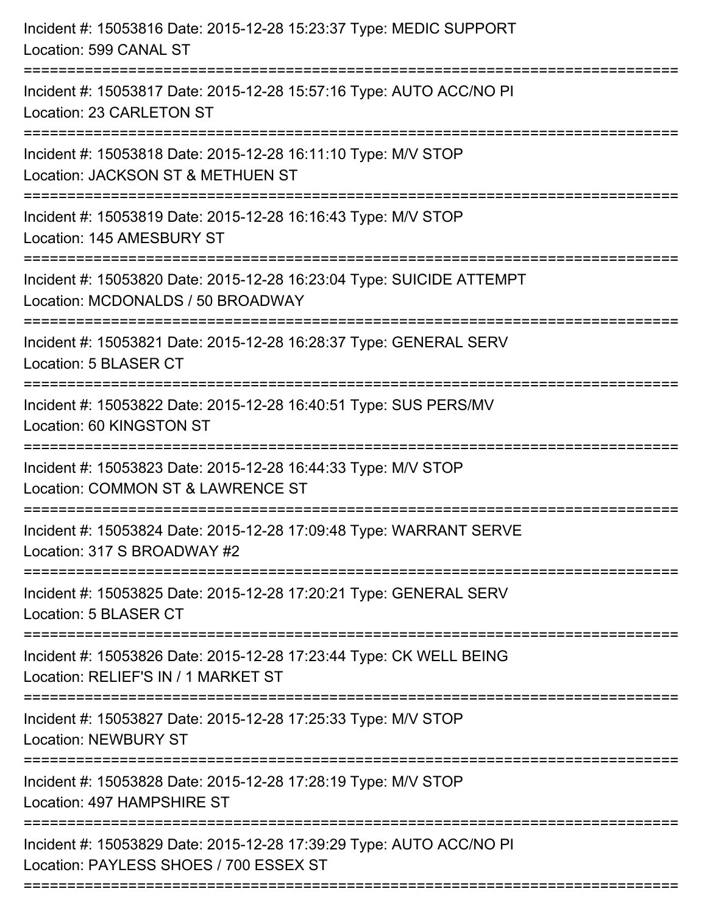Incident #: 15053816 Date: 2015-12-28 15:23:37 Type: MEDIC SUPPORT
Location: 599 CANAL ST

===========================================================================

Incident #: 15053817 Date: 2015-12-28 15:57:16 Type: AUTO ACC/NO PI
Location: 23 CARLETON ST

===========================================================================

Incident #: 15053818 Date: 2015-12-28 16:11:10 Type: M/V STOP
Location: JACKSON ST & METHUEN ST

===========================================================================

Incident #: 15053819 Date: 2015-12-28 16:16:43 Type: M/V STOP
Location: 145 AMESBURY ST

===========================================================================

Incident #: 15053820 Date: 2015-12-28 16:23:04 Type: SUICIDE ATTEMPT
Location: MCDONALDS / 50 BROADWAY

===========================================================================

Incident #: 15053821 Date: 2015-12-28 16:28:37 Type: GENERAL SERV
Location: 5 BLASER CT

===========================================================================

Incident #: 15053822 Date: 2015-12-28 16:40:51 Type: SUS PERS/MV
Location: 60 KINGSTON ST

===========================================================================

Incident #: 15053823 Date: 2015-12-28 16:44:33 Type: M/V STOP
Location: COMMON ST & LAWRENCE ST

===========================================================================

Incident #: 15053824 Date: 2015-12-28 17:09:48 Type: WARRANT SERVE
Location: 317 S BROADWAY #2

===========================================================================

Incident #: 15053825 Date: 2015-12-28 17:20:21 Type: GENERAL SERV
Location: 5 BLASER CT

===========================================================================

Incident #: 15053826 Date: 2015-12-28 17:23:44 Type: CK WELL BEING
Location: RELIEF'S IN / 1 MARKET ST

===========================================================================

Incident #: 15053827 Date: 2015-12-28 17:25:33 Type: M/V STOP
Location: NEWBURY ST

===========================================================================

Incident #: 15053828 Date: 2015-12-28 17:28:19 Type: M/V STOP
Location: 497 HAMPSHIRE ST

===========================================================================

Incident #: 15053829 Date: 2015-12-28 17:39:29 Type: AUTO ACC/NO PI
Location: PAYLESS SHOES / 700 ESSEX ST

===========================================================================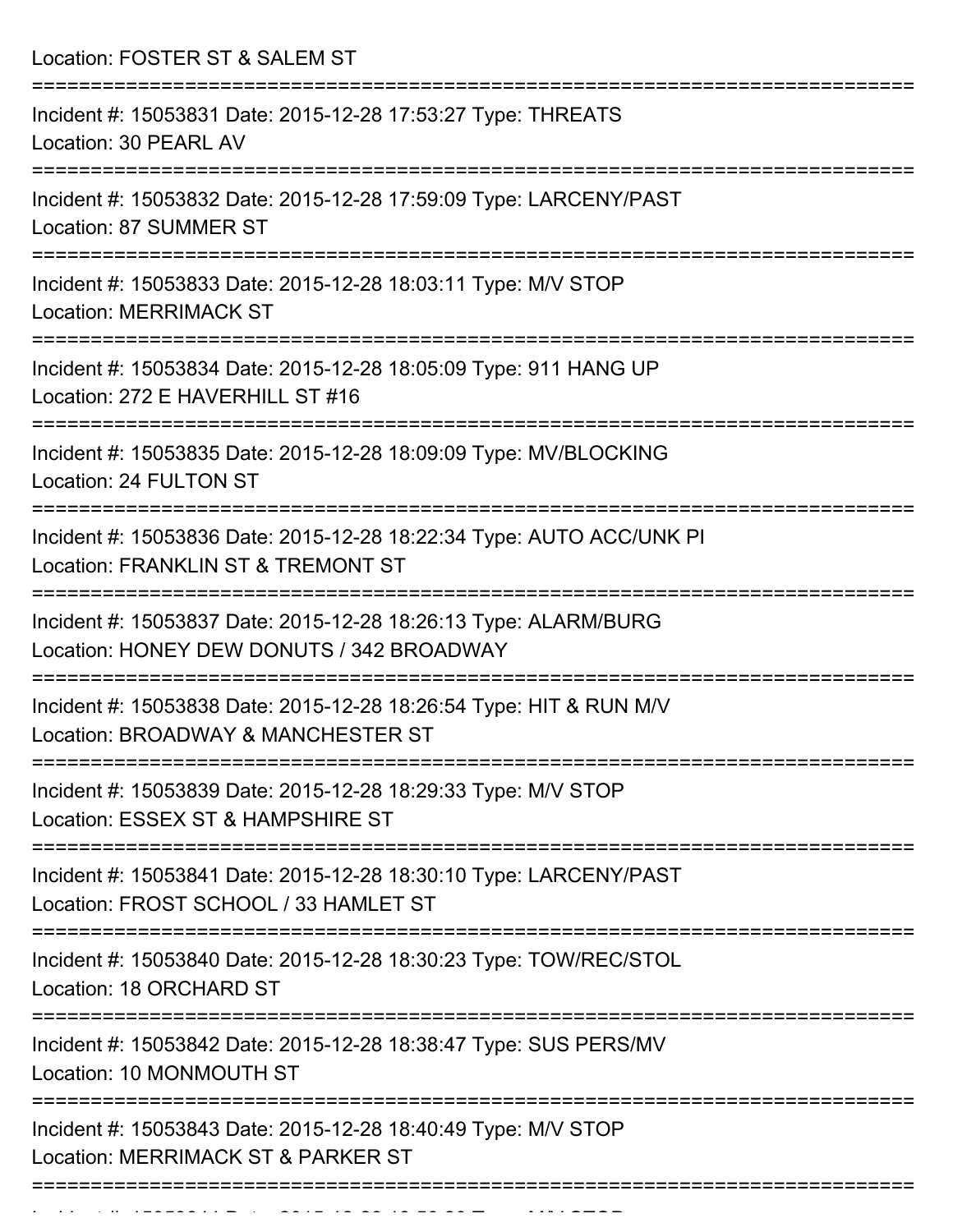Location: FOSTER ST & SALEM ST

===========================================================================

Incident #: 15053831 Date: 2015-12-28 17:53:27 Type: THREATS
Location: 30 PEARL AV

===========================================================================

Incident #: 15053832 Date: 2015-12-28 17:59:09 Type: LARCENY/PAST
Location: 87 SUMMER ST

===========================================================================

Incident #: 15053833 Date: 2015-12-28 18:03:11 Type: M/V STOP
Location: MERRIMACK ST

===========================================================================

Incident #: 15053834 Date: 2015-12-28 18:05:09 Type: 911 HANG UP
Location: 272 E HAVERHILL ST #16

===========================================================================

Incident #: 15053835 Date: 2015-12-28 18:09:09 Type: MV/BLOCKING
Location: 24 FULTON ST

===========================================================================

Incident #: 15053836 Date: 2015-12-28 18:22:34 Type: AUTO ACC/UNK PI
Location: FRANKLIN ST & TREMONT ST

===========================================================================

Incident #: 15053837 Date: 2015-12-28 18:26:13 Type: ALARM/BURG
Location: HONEY DEW DONUTS / 342 BROADWAY

===========================================================================

Incident #: 15053838 Date: 2015-12-28 18:26:54 Type: HIT & RUN M/V
Location: BROADWAY & MANCHESTER ST

===========================================================================

Incident #: 15053839 Date: 2015-12-28 18:29:33 Type: M/V STOP
Location: ESSEX ST & HAMPSHIRE ST

===========================================================================

Incident #: 15053841 Date: 2015-12-28 18:30:10 Type: LARCENY/PAST
Location: FROST SCHOOL / 33 HAMLET ST

===========================================================================

Incident #: 15053840 Date: 2015-12-28 18:30:23 Type: TOW/REC/STOL
Location: 18 ORCHARD ST

===========================================================================

Incident #: 15053842 Date: 2015-12-28 18:38:47 Type: SUS PERS/MV
Location: 10 MONMOUTH ST

===========================================================================

Incident #: 15053843 Date: 2015-12-28 18:40:49 Type: M/V STOP
Location: MERRIMACK ST & PARKER ST

===========================================================================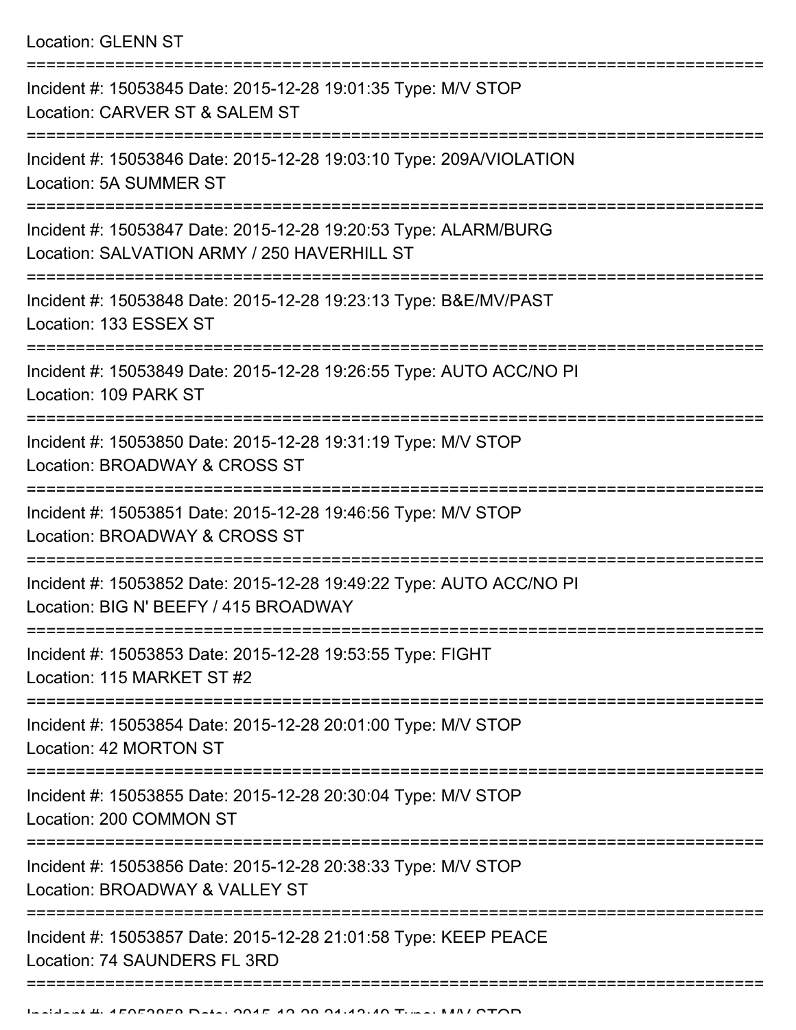Location: GLENN ST

===========================================================================

Incident #: 15053845 Date: 2015-12-28 19:01:35 Type: M/V STOP
Location: CARVER ST & SALEM ST

===========================================================================

Incident #: 15053846 Date: 2015-12-28 19:03:10 Type: 209A/VIOLATION
Location: 5A SUMMER ST

===========================================================================

Incident #: 15053847 Date: 2015-12-28 19:20:53 Type: ALARM/BURG
Location: SALVATION ARMY / 250 HAVERHILL ST

===========================================================================

Incident #: 15053848 Date: 2015-12-28 19:23:13 Type: B&E/MV/PAST
Location: 133 ESSEX ST

===========================================================================

Incident #: 15053849 Date: 2015-12-28 19:26:55 Type: AUTO ACC/NO PI
Location: 109 PARK ST

===========================================================================

Incident #: 15053850 Date: 2015-12-28 19:31:19 Type: M/V STOP
Location: BROADWAY & CROSS ST

===========================================================================

Incident #: 15053851 Date: 2015-12-28 19:46:56 Type: M/V STOP
Location: BROADWAY & CROSS ST

===========================================================================

Incident #: 15053852 Date: 2015-12-28 19:49:22 Type: AUTO ACC/NO PI
Location: BIG N' BEEFY / 415 BROADWAY

===========================================================================

Incident #: 15053853 Date: 2015-12-28 19:53:55 Type: FIGHT
Location: 115 MARKET ST #2

===========================================================================

Incident #: 15053854 Date: 2015-12-28 20:01:00 Type: M/V STOP
Location: 42 MORTON ST

===========================================================================

Incident #: 15053855 Date: 2015-12-28 20:30:04 Type: M/V STOP
Location: 200 COMMON ST

===========================================================================

Incident #: 15053856 Date: 2015-12-28 20:38:33 Type: M/V STOP
Location: BROADWAY & VALLEY ST

===========================================================================

Incident #: 15053857 Date: 2015-12-28 21:01:58 Type: KEEP PEACE
Location: 74 SAUNDERS FL 3RD

===========================================================================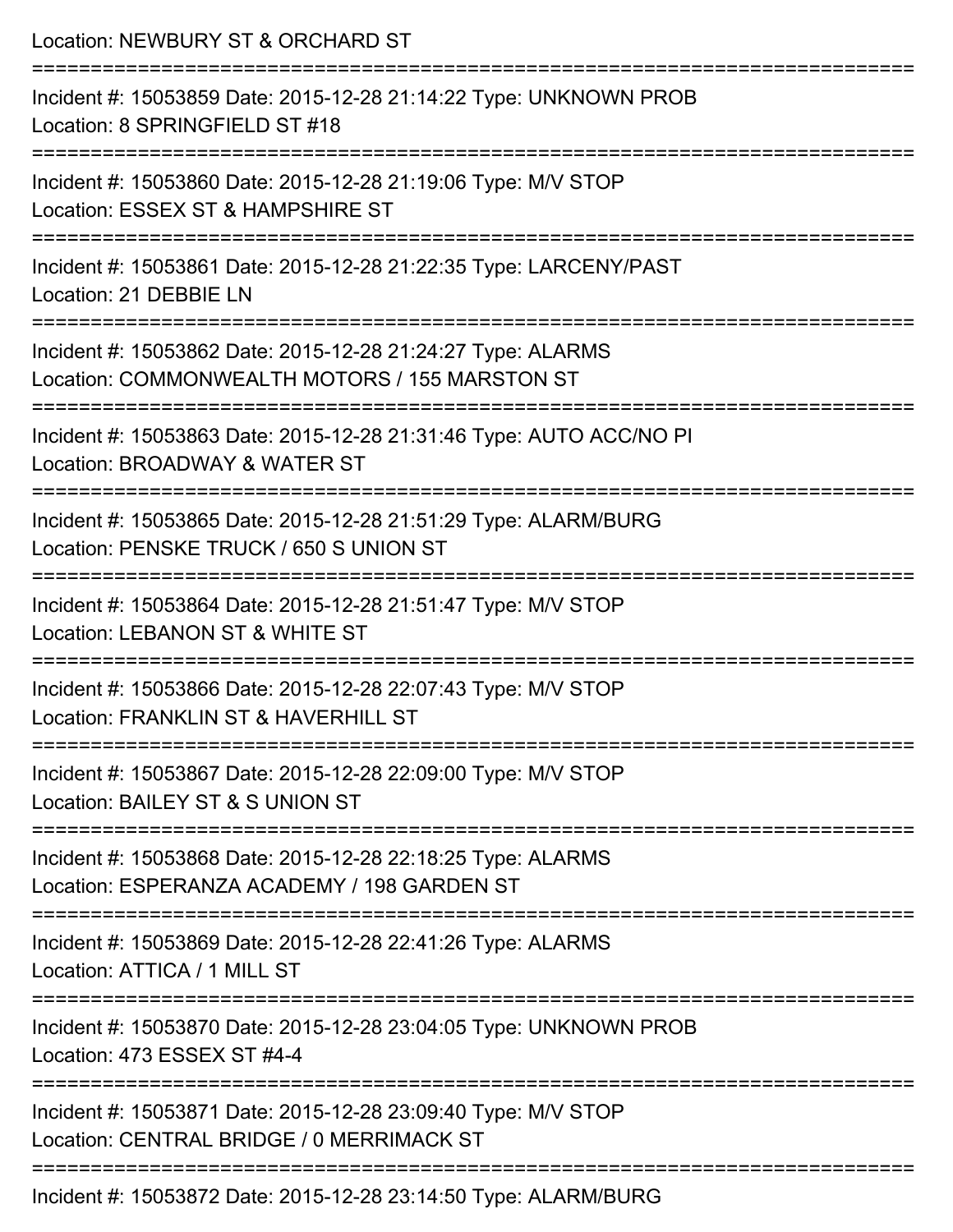Location: NEWBURY ST & ORCHARD ST

===========================================================================

Incident #: 15053859 Date: 2015-12-28 21:14:22 Type: UNKNOWN PROB
Location: 8 SPRINGFIELD ST #18

===========================================================================

Incident #: 15053860 Date: 2015-12-28 21:19:06 Type: M/V STOP
Location: ESSEX ST & HAMPSHIRE ST

===========================================================================

Incident #: 15053861 Date: 2015-12-28 21:22:35 Type: LARCENY/PAST
Location: 21 DEBBIE LN

===========================================================================

Incident #: 15053862 Date: 2015-12-28 21:24:27 Type: ALARMS
Location: COMMONWEALTH MOTORS / 155 MARSTON ST

===========================================================================

Incident #: 15053863 Date: 2015-12-28 21:31:46 Type: AUTO ACC/NO PI
Location: BROADWAY & WATER ST

===========================================================================

Incident #: 15053865 Date: 2015-12-28 21:51:29 Type: ALARM/BURG
Location: PENSKE TRUCK / 650 S UNION ST

===========================================================================

Incident #: 15053864 Date: 2015-12-28 21:51:47 Type: M/V STOP
Location: LEBANON ST & WHITE ST

===========================================================================

Incident #: 15053866 Date: 2015-12-28 22:07:43 Type: M/V STOP
Location: FRANKLIN ST & HAVERHILL ST

===========================================================================

Incident #: 15053867 Date: 2015-12-28 22:09:00 Type: M/V STOP
Location: BAILEY ST & S UNION ST

===========================================================================

Incident #: 15053868 Date: 2015-12-28 22:18:25 Type: ALARMS
Location: ESPERANZA ACADEMY / 198 GARDEN ST

===========================================================================

Incident #: 15053869 Date: 2015-12-28 22:41:26 Type: ALARMS
Location: ATTICA / 1 MILL ST

===========================================================================

Incident #: 15053870 Date: 2015-12-28 23:04:05 Type: UNKNOWN PROB
Location: 473 ESSEX ST #4-4

===========================================================================

Incident #: 15053871 Date: 2015-12-28 23:09:40 Type: M/V STOP
Location: CENTRAL BRIDGE / 0 MERRIMACK ST

===========================================================================

Incident #: 15053872 Date: 2015-12-28 23:14:50 Type: ALARM/BURG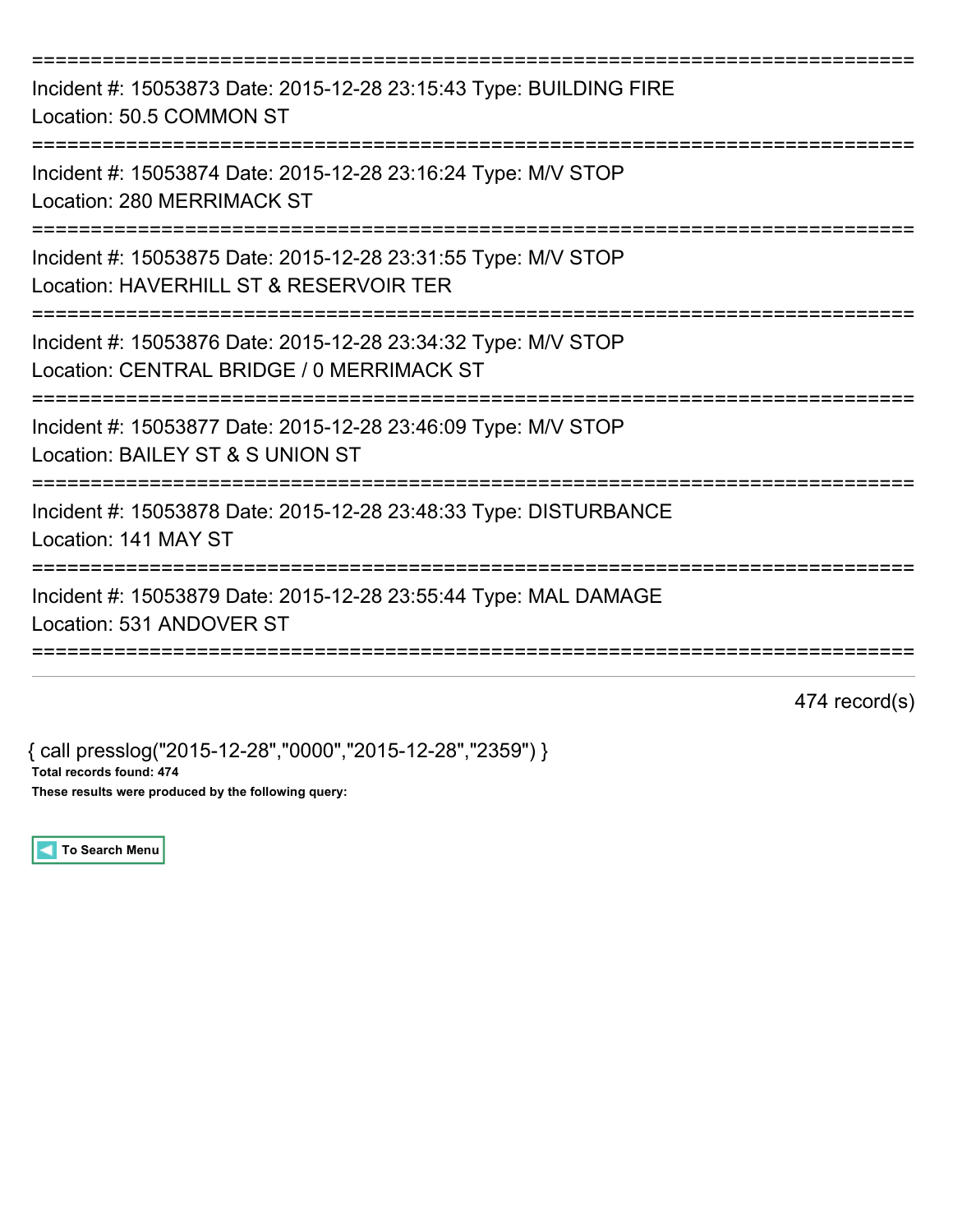===========================================================================

Incident #: 15053873 Date: 2015-12-28 23:15:43 Type: BUILDING FIRE
Location: 50.5 COMMON ST

===========================================================================

Incident #: 15053874 Date: 2015-12-28 23:16:24 Type: M/V STOP
Location: 280 MERRIMACK ST

===========================================================================

Incident #: 15053875 Date: 2015-12-28 23:31:55 Type: M/V STOP
Location: HAVERHILL ST & RESERVOIR TER

===========================================================================

Incident #: 15053876 Date: 2015-12-28 23:34:32 Type: M/V STOP
Location: CENTRAL BRIDGE / 0 MERRIMACK ST

===========================================================================

Incident #: 15053877 Date: 2015-12-28 23:46:09 Type: M/V STOP
Location: BAILEY ST & S UNION ST

===========================================================================

Incident #: 15053878 Date: 2015-12-28 23:48:33 Type: DISTURBANCE
Location: 141 MAY ST

===========================================================================

Incident #: 15053879 Date: 2015-12-28 23:55:44 Type: MAL DAMAGE
Location: 531 ANDOVER ST

===========================================================================

474 record(s)

{ call presslog("2015-12-28","0000","2015-12-28","2359") }

**Total records found: 474**

**These results were produced by the following query:**

To Search Menu